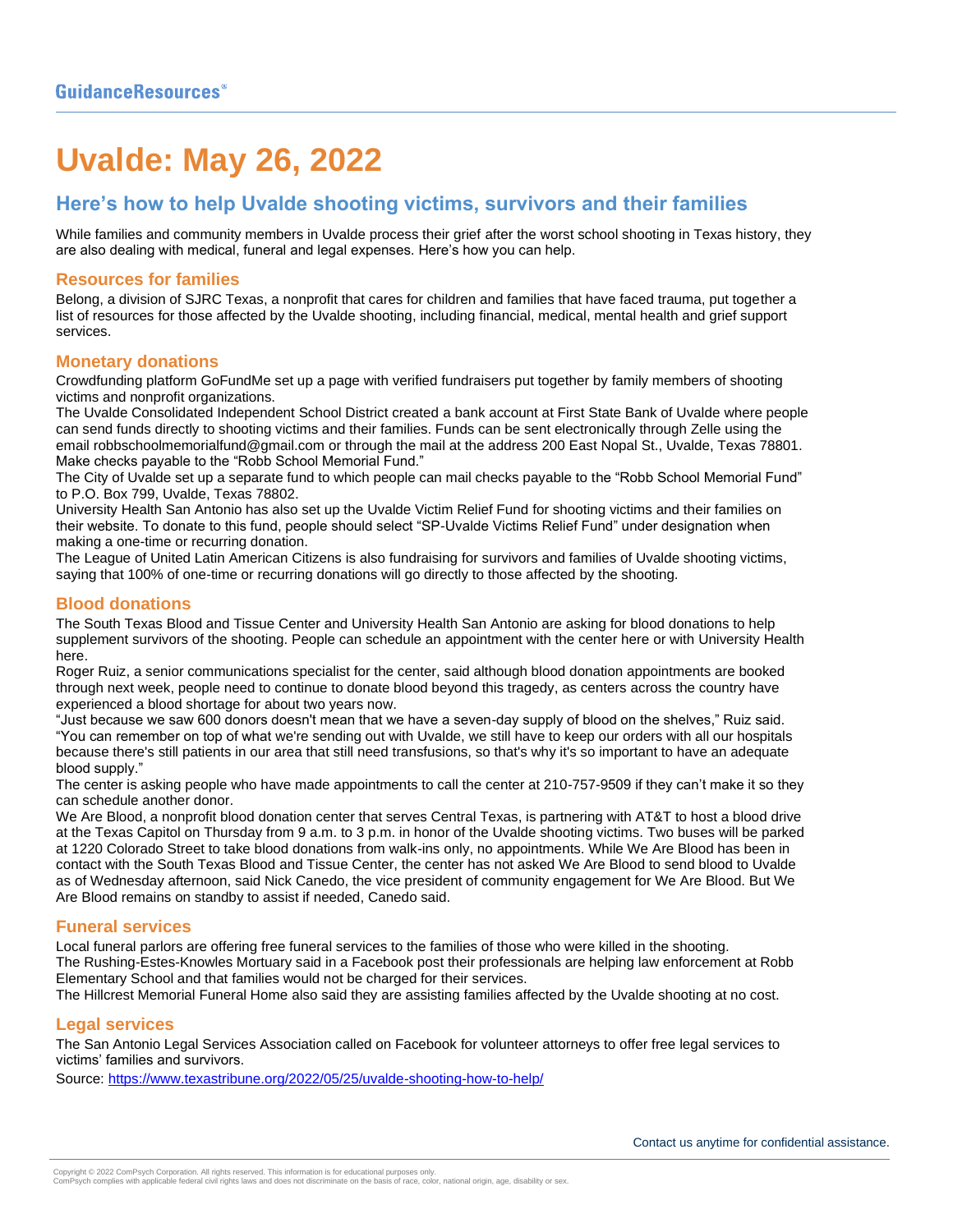# Uvalde: May 26, 2022

## Here's how to help Uvalde shooting victims, survivors and their families

While families and community members in Uvalde process their grief after the worst school shooting in Texas history, they are also dealing with medical, funeral and legal expenses. Here's how you can help.

### Resources for families

Belong, a division of SJRC Texas, a nonprofit that cares for children and families that have faced trauma, put together a list of resources for those affected by the Uvalde shooting, including financial, medical, mental health and grief support services.

### Monetary donations

Crowdfunding platform GoFundMe set up a page with verified fundraisers put together by family members of shooting victims and nonprofit organizations.

The Uvalde Consolidated Independent School District created a bank account at First State Bank of Uvalde where people can send funds directly to shooting victims and their families. Funds can be sent electronically through Zelle using the email robbschoolmemorialfund@gmail.com or through the mail at the address 200 East Nopal St., Uvalde, Texas 78801. Make checks payable to the "Robb School Memorial Fund."

The City of Uvalde set up a separate fund to which people can mail checks payable to the "Robb School Memorial Fund" to P.O. Box 799, Uvalde, Texas 78802.

University Health San Antonio has also set up the Uvalde Victim Relief Fund for shooting victims and their families on their website. To donate to this fund, people should select "SP-Uvalde Victims Relief Fund" under designation when making a one-time or recurring donation.

The League of United Latin American Citizens is also fundraising for survivors and families of Uvalde shooting victims, saying that 100% of one-time or recurring donations will go directly to those affected by the shooting.

### Blood donations

The South Texas Blood and Tissue Center and University Health San Antonio are asking for blood donations to help supplement survivors of the shooting. People can schedule an appointment with the center here or with University Health here.

Roger Ruiz, a senior communications specialist for the center, said although blood donation appointments are booked through next week, people need to continue to donate blood beyond this tragedy, as centers across the country have experienced a blood shortage for about two years now.

"Just because we saw 600 donors doesn't mean that we have a seven-day supply of blood on the shelves," Ruiz said. "You can remember on top of what we're sending out with Uvalde, we still have to keep our orders with all our hospitals because there's still patients in our area that still need transfusions, so that's why it's so important to have an adequate blood supply."

The center is asking people who have made appointments to call the center at 210-757-9509 if they can't make it so they can schedule another donor.

We Are Blood, a nonprofit blood donation center that serves Central Texas, is partnering with AT&T to host a blood drive at the Texas Capitol on Thursday from 9 a.m. to 3 p.m. in honor of the Uvalde shooting victims. Two buses will be parked at 1220 Colorado Street to take blood donations from walk-ins only, no appointments. While We Are Blood has been in contact with the South Texas Blood and Tissue Center, the center has not asked We Are Blood to send blood to Uvalde as of Wednesday afternoon, said Nick Canedo, the vice president of community engagement for We Are Blood. But We Are Blood remains on standby to assist if needed, Canedo said.

### Funeral services

Local funeral parlors are offering free funeral services to the families of those who were killed in the shooting.

The Rushing-Estes-Knowles Mortuary said in a Facebook post their professionals are helping law enforcement at Robb Elementary School and that families would not be charged for their services.

The Hillcrest Memorial Funeral Home also said they are assisting families affected by the Uvalde shooting at no cost.

### Legal services

The San Antonio Legal Services Association called on Facebook for volunteer attorneys to offer free legal services to victims' families and survivors.

Source: https://www.texastribune.org/2022/05/25/uvalde-shooting-how-to-help/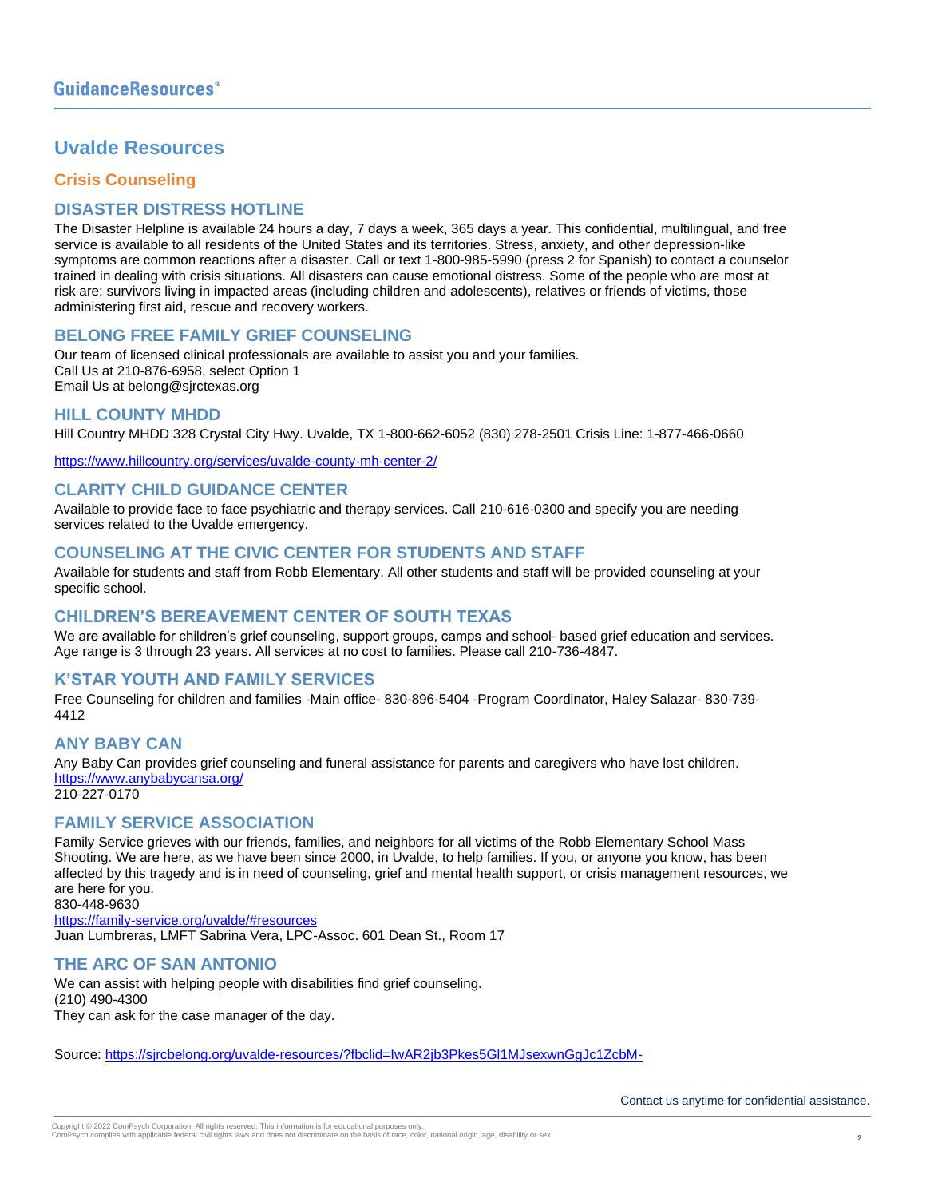# Uvalde Resources

## Crisis Counseling

### DISASTER DISTRESS HOTLINE

The Disaster Helpline is available 24 hours a day, 7 days a week, 365 days a year. This confidential, multilingual, and free service is available to all residents of the United States and its territories. Stress, anxiety, and other depression-like symptoms are common reactions after a disaster. Call or text 1-800-985-5990 (press 2 for Spanish) to contact a counselor trained in dealing with crisis situations. All disasters can cause emotional distress. Some of the people who are most at risk are: survivors living in impacted areas (including children and adolescents), relatives or friends of victims, those administering first aid, rescue and recovery workers.

### BELONG FREE FAMILY GRIEF COUNSELING

Our team of licensed clinical professionals are available to assist you and your families.
Call Us at 210-876-6958, select Option 1
Email Us at belong@sjrctexas.org

### HILL COUNTY MHDD

Hill Country MHDD 328 Crystal City Hwy. Uvalde, TX 1-800-662-6052 (830) 278-2501 Crisis Line: 1-877-466-0660

https://www.hillcountry.org/services/uvalde-county-mh-center-2/

### CLARITY CHILD GUIDANCE CENTER

Available to provide face to face psychiatric and therapy services. Call 210-616-0300 and specify you are needing services related to the Uvalde emergency.

### COUNSELING AT THE CIVIC CENTER FOR STUDENTS AND STAFF

Available for students and staff from Robb Elementary. All other students and staff will be provided counseling at your specific school.

### CHILDREN'S BEREAVEMENT CENTER OF SOUTH TEXAS

We are available for children's grief counseling, support groups, camps and school- based grief education and services. Age range is 3 through 23 years. All services at no cost to families. Please call 210-736-4847.

### K'STAR YOUTH AND FAMILY SERVICES

Free Counseling for children and families -Main office- 830-896-5404 -Program Coordinator, Haley Salazar- 830-739-4412

### ANY BABY CAN

Any Baby Can provides grief counseling and funeral assistance for parents and caregivers who have lost children.
https://www.anybabycansa.org/
210-227-0170

### FAMILY SERVICE ASSOCIATION

Family Service grieves with our friends, families, and neighbors for all victims of the Robb Elementary School Mass Shooting. We are here, as we have been since 2000, in Uvalde, to help families. If you, or anyone you know, has been affected by this tragedy and is in need of counseling, grief and mental health support, or crisis management resources, we are here for you.
830-448-9630
https://family-service.org/uvalde/#resources
Juan Lumbreras, LMFT Sabrina Vera, LPC-Assoc. 601 Dean St., Room 17

### THE ARC OF SAN ANTONIO

We can assist with helping people with disabilities find grief counseling.
(210) 490-4300
They can ask for the case manager of the day.

Source: https://sjrcbelong.org/uvalde-resources/?fbclid=IwAR2jb3Pkes5Gl1MJsexwnGgJc1ZcbM-

Contact us anytime for confidential assistance.

Copyright © 2022 ComPsych Corporation. All rights reserved. This information is for educational purposes only.
ComPsych complies with applicable federal civil rights laws and does not discriminate on the basis of race, color, national origin, age, disability or sex.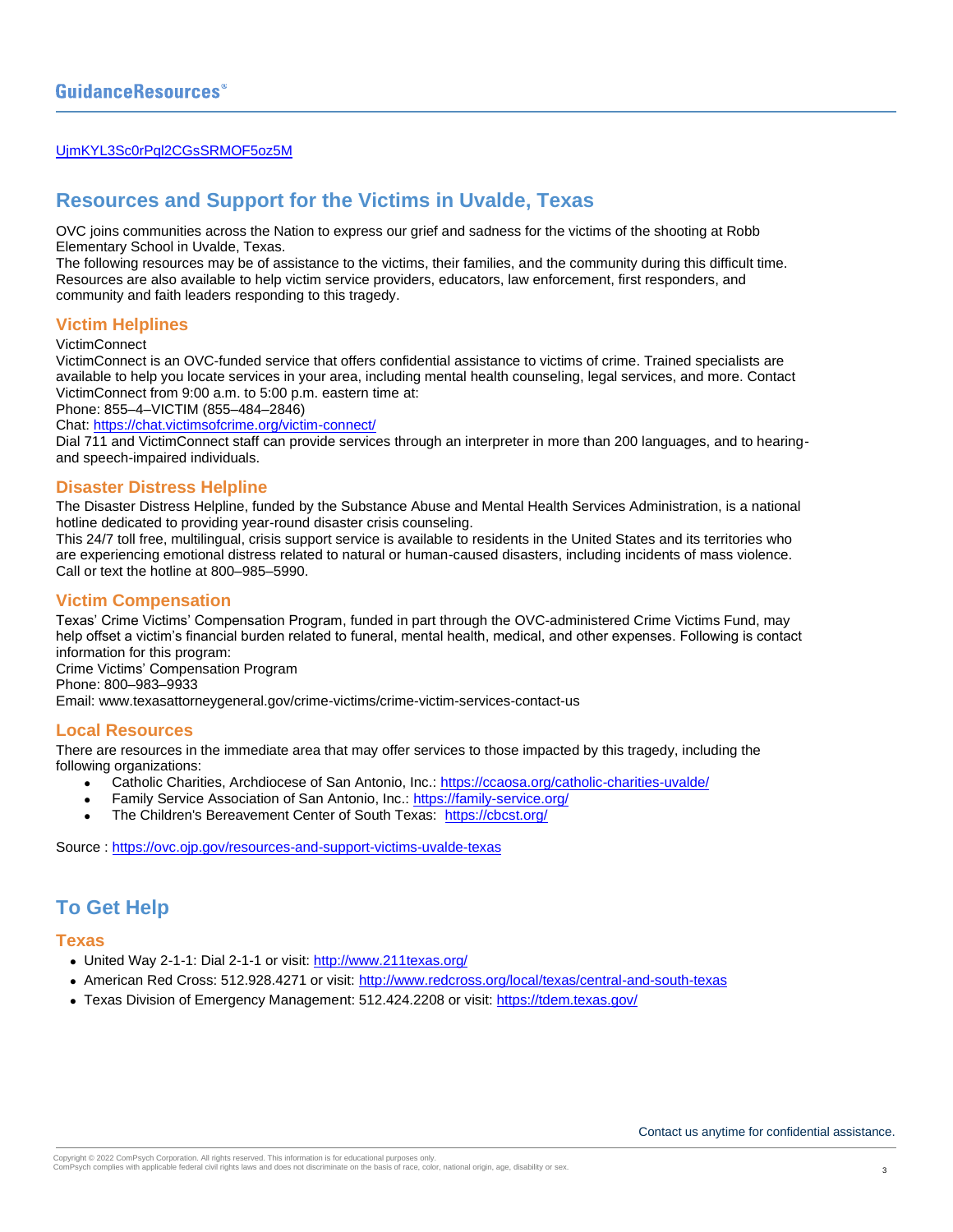UjmKYL3Sc0rPql2CGsSRMOF5oz5M

## Resources and Support for the Victims in Uvalde, Texas

OVC joins communities across the Nation to express our grief and sadness for the victims of the shooting at Robb Elementary School in Uvalde, Texas.
The following resources may be of assistance to the victims, their families, and the community during this difficult time. Resources are also available to help victim service providers, educators, law enforcement, first responders, and community and faith leaders responding to this tragedy.

### Victim Helplines

VictimConnect
VictimConnect is an OVC-funded service that offers confidential assistance to victims of crime. Trained specialists are available to help you locate services in your area, including mental health counseling, legal services, and more. Contact VictimConnect from 9:00 a.m. to 5:00 p.m. eastern time at:
Phone: 855–4–VICTIM (855–484–2846)
Chat: https://chat.victimsofcrime.org/victim-connect/
Dial 711 and VictimConnect staff can provide services through an interpreter in more than 200 languages, and to hearing- and speech-impaired individuals.

### Disaster Distress Helpline

The Disaster Distress Helpline, funded by the Substance Abuse and Mental Health Services Administration, is a national hotline dedicated to providing year-round disaster crisis counseling.
This 24/7 toll free, multilingual, crisis support service is available to residents in the United States and its territories who are experiencing emotional distress related to natural or human-caused disasters, including incidents of mass violence. Call or text the hotline at 800–985–5990.

### Victim Compensation

Texas' Crime Victims' Compensation Program, funded in part through the OVC-administered Crime Victims Fund, may help offset a victim's financial burden related to funeral, mental health, medical, and other expenses. Following is contact information for this program:
Crime Victims' Compensation Program
Phone: 800–983–9933
Email: www.texasattorneygeneral.gov/crime-victims/crime-victim-services-contact-us

### Local Resources

There are resources in the immediate area that may offer services to those impacted by this tragedy, including the following organizations:

- Catholic Charities, Archdiocese of San Antonio, Inc.: https://ccaosa.org/catholic-charities-uvalde/
- Family Service Association of San Antonio, Inc.: https://family-service.org/
- The Children's Bereavement Center of South Texas: https://cbcst.org/

Source : https://ovc.ojp.gov/resources-and-support-victims-uvalde-texas

## To Get Help

### Texas

- United Way 2-1-1: Dial 2-1-1 or visit: http://www.211texas.org/
- American Red Cross: 512.928.4271 or visit: http://www.redcross.org/local/texas/central-and-south-texas
- Texas Division of Emergency Management: 512.424.2208 or visit: https://tdem.texas.gov/

Contact us anytime for confidential assistance.

Copyright © 2022 ComPsych Corporation. All rights reserved. This information is for educational purposes only.
ComPsych complies with applicable federal civil rights laws and does not discriminate on the basis of race, color, national origin, age, disability or sex.